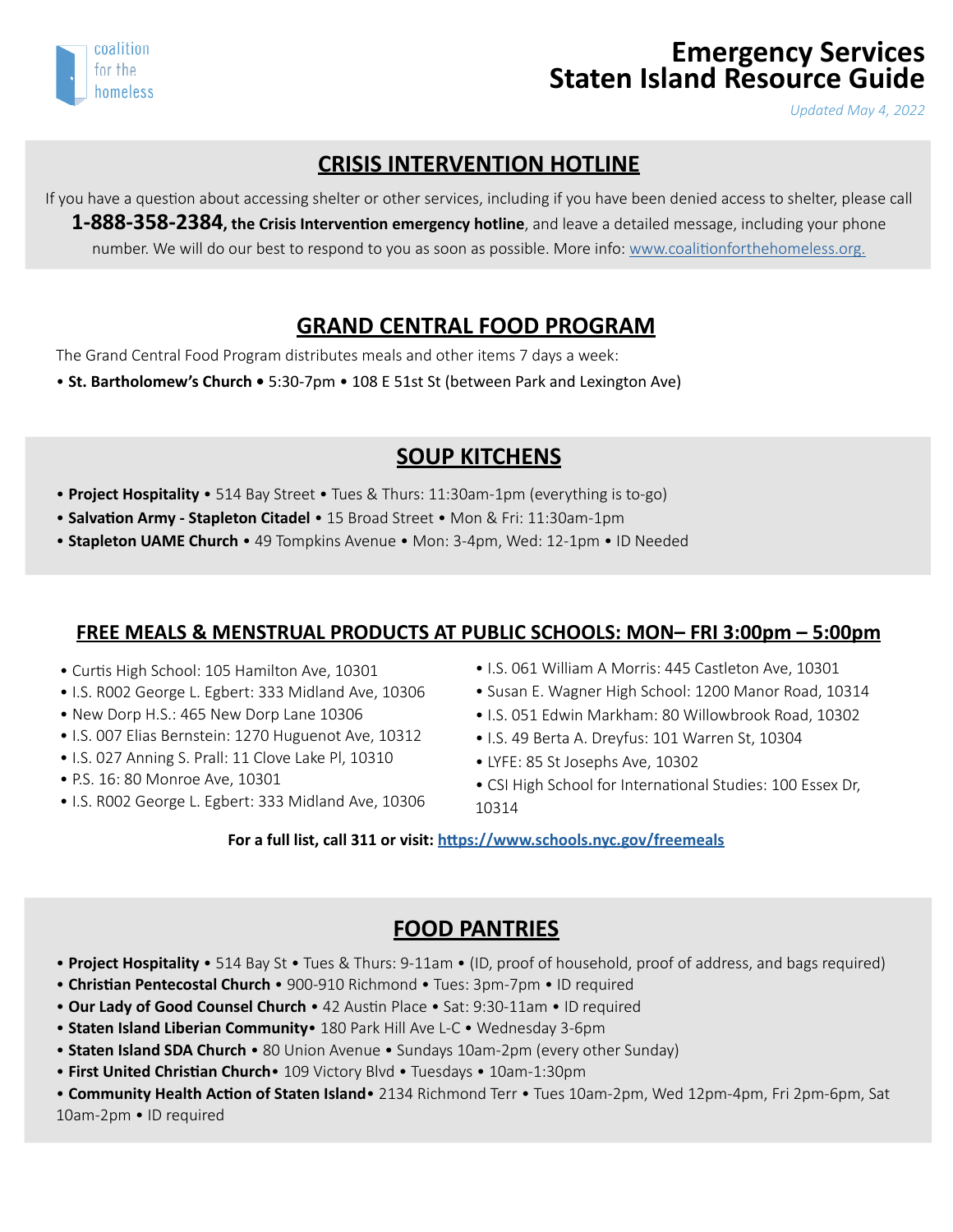coalition for the homeless

# Emergency Services Staten Island Resource Guide

*Updated May 4, 2022*

## CRISIS INTERVENTION HOTLINE

If you have a question about accessing shelter or other services, including if you have been denied access to shelter, please call **1-888-358-2384, the Crisis Intervention emergency hotline**, and leave a detailed message, including your phone number. We will do our best to respond to you as soon as possible. More info: [www.coalitionforthehomeless.org.](www.coalitionforthehomeless.org)

## GRAND CENTRAL FOOD PROGRAM

The Grand Central Food Program distributes meals and other items 7 days a week:

- **St. Bartholomew's Church •** 5:30-7pm • 108 E 51st St (between Park and Lexington Ave)

## SOUP KITCHENS

- **Project Hospitality** • 514 Bay Street • Tues & Thurs: 11:30am-1pm (everything is to-go)
- **Salvation Army - Stapleton Citadel** • 15 Broad Street • Mon & Fri: 11:30am-1pm
- **Stapleton UAME Church** • 49 Tompkins Avenue • Mon: 3-4pm, Wed: 12-1pm • ID Needed

## FREE MEALS & MENSTRUAL PRODUCTS AT PUBLIC SCHOOLS: MON– FRI 3:00pm – 5:00pm

- Curtis High School: 105 Hamilton Ave, 10301
- I.S. R002 George L. Egbert: 333 Midland Ave, 10306
- New Dorp H.S.: 465 New Dorp Lane 10306
- I.S. 007 Elias Bernstein: 1270 Huguenot Ave, 10312
- I.S. 027 Anning S. Prall: 11 Clove Lake Pl, 10310
- P.S. 16: 80 Monroe Ave, 10301
- I.S. R002 George L. Egbert: 333 Midland Ave, 10306
- I.S. 061 William A Morris: 445 Castleton Ave, 10301
- Susan E. Wagner High School: 1200 Manor Road, 10314
- I.S. 051 Edwin Markham: 80 Willowbrook Road, 10302
- I.S. 49 Berta A. Dreyfus: 101 Warren St, 10304
- LYFE: 85 St Josephs Ave, 10302
- CSI High School for International Studies: 100 Essex Dr, 10314

**For a full list, call 311 or visit: [https://www.schools.nyc.gov/freemeals](https://www.schools.nyc.gov/freemeals)**

## FOOD PANTRIES

- **Project Hospitality** • 514 Bay St • Tues & Thurs: 9-11am • (ID, proof of household, proof of address, and bags required)
- **Christian Pentecostal Church** • 900-910 Richmond • Tues: 3pm-7pm • ID required
- **Our Lady of Good Counsel Church** • 42 Austin Place • Sat: 9:30-11am • ID required
- **Staten Island Liberian Community**• 180 Park Hill Ave L-C • Wednesday 3-6pm
- **Staten Island SDA Church** • 80 Union Avenue • Sundays 10am-2pm (every other Sunday)
- **First United Christian Church**• 109 Victory Blvd • Tuesdays • 10am-1:30pm
- **Community Health Action of Staten Island**• 2134 Richmond Terr • Tues 10am-2pm, Wed 12pm-4pm, Fri 2pm-6pm, Sat 10am-2pm • ID required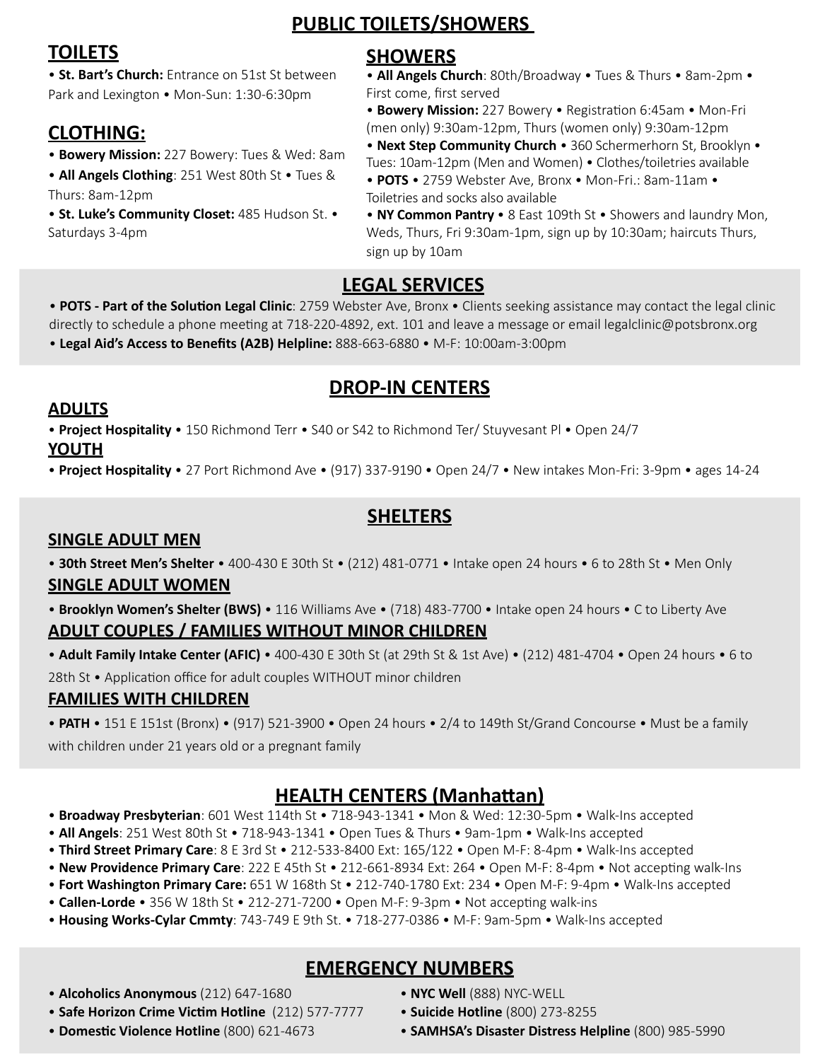# PUBLIC TOILETS/SHOWERS

## TOILETS

- **St. Bart's Church:** Entrance on 51st St between Park and Lexington • Mon-Sun: 1:30-6:30pm

## CLOTHING:

- **Bowery Mission:** 227 Bowery: Tues & Wed: 8am
- **All Angels Clothing**: 251 West 80th St • Tues & Thurs: 8am-12pm
- **St. Luke's Community Closet:** 485 Hudson St. • Saturdays 3-4pm

## SHOWERS

- **All Angels Church**: 80th/Broadway • Tues & Thurs • 8am-2pm • First come, first served
- **Bowery Mission:** 227 Bowery • Registration 6:45am • Mon-Fri (men only) 9:30am-12pm, Thurs (women only) 9:30am-12pm
- **Next Step Community Church** • 360 Schermerhorn St, Brooklyn • Tues: 10am-12pm (Men and Women) • Clothes/toiletries available
- **POTS** • 2759 Webster Ave, Bronx • Mon-Fri.: 8am-11am • Toiletries and socks also available
- **NY Common Pantry** • 8 East 109th St • Showers and laundry Mon, Weds, Thurs, Fri 9:30am-1pm, sign up by 10:30am; haircuts Thurs, sign up by 10am

# LEGAL SERVICES

- **POTS - Part of the Solution Legal Clinic**: 2759 Webster Ave, Bronx • Clients seeking assistance may contact the legal clinic directly to schedule a phone meeting at 718-220-4892, ext. 101 and leave a message or email legalclinic@potsbronx.org
- **Legal Aid's Access to Benefits (A2B) Helpline:** 888-663-6880 • M-F: 10:00am-3:00pm

# DROP-IN CENTERS

## ADULTS

- **Project Hospitality** • 150 Richmond Terr • S40 or S42 to Richmond Ter/ Stuyvesant Pl • Open 24/7

## YOUTH

- **Project Hospitality** • 27 Port Richmond Ave • (917) 337-9190 • Open 24/7 • New intakes Mon-Fri: 3-9pm • ages 14-24

# SHELTERS

## SINGLE ADULT MEN

- **30th Street Men's Shelter** • 400-430 E 30th St • (212) 481-0771 • Intake open 24 hours • 6 to 28th St • Men Only

## SINGLE ADULT WOMEN

- **Brooklyn Women's Shelter (BWS)** • 116 Williams Ave • (718) 483-7700 • Intake open 24 hours • C to Liberty Ave

## ADULT COUPLES / FAMILIES WITHOUT MINOR CHILDREN

- **Adult Family Intake Center (AFIC)** • 400-430 E 30th St (at 29th St & 1st Ave) • (212) 481-4704 • Open 24 hours • 6 to 28th St • Application office for adult couples WITHOUT minor children

## FAMILIES WITH CHILDREN

- **PATH** • 151 E 151st (Bronx) • (917) 521-3900 • Open 24 hours • 2/4 to 149th St/Grand Concourse • Must be a family with children under 21 years old or a pregnant family

# HEALTH CENTERS (Manhattan)

- **Broadway Presbyterian**: 601 West 114th St • 718-943-1341 • Mon & Wed: 12:30-5pm • Walk-Ins accepted
- **All Angels**: 251 West 80th St • 718-943-1341 • Open Tues & Thurs • 9am-1pm • Walk-Ins accepted
- **Third Street Primary Care**: 8 E 3rd St • 212-533-8400 Ext: 165/122 • Open M-F: 8-4pm • Walk-Ins accepted
- **New Providence Primary Care**: 222 E 45th St • 212-661-8934 Ext: 264 • Open M-F: 8-4pm • Not accepting walk-Ins
- **Fort Washington Primary Care:** 651 W 168th St • 212-740-1780 Ext: 234 • Open M-F: 9-4pm • Walk-Ins accepted
- **Callen-Lorde** • 356 W 18th St • 212-271-7200 • Open M-F: 9-3pm • Not accepting walk-ins
- **Housing Works-Cylar Cmmty**: 743-749 E 9th St. • 718-277-0386 • M-F: 9am-5pm • Walk-Ins accepted

# EMERGENCY NUMBERS

- **Alcoholics Anonymous** (212) 647-1680
- **Safe Horizon Crime Victim Hotline** (212) 577-7777
- **Domestic Violence Hotline** (800) 621-4673
- **NYC Well** (888) NYC-WELL
- **Suicide Hotline** (800) 273-8255
- **SAMHSA's Disaster Distress Helpline** (800) 985-5990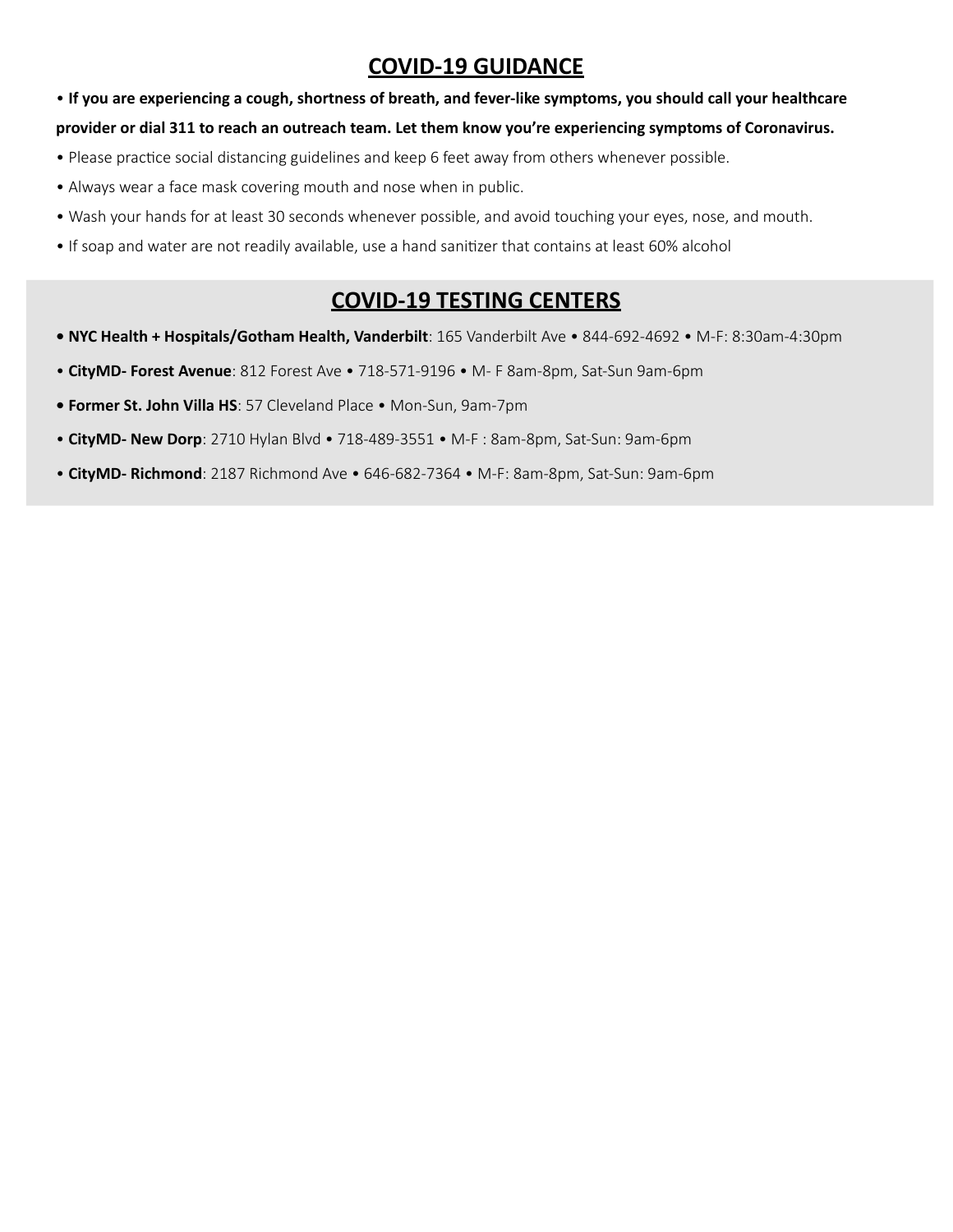## COVID-19 GUIDANCE

- **If you are experiencing a cough, shortness of breath, and fever-like symptoms, you should call your healthcare provider or dial 311 to reach an outreach team. Let them know you're experiencing symptoms of Coronavirus.**
- Please practice social distancing guidelines and keep 6 feet away from others whenever possible.
- Always wear a face mask covering mouth and nose when in public.
- Wash your hands for at least 30 seconds whenever possible, and avoid touching your eyes, nose, and mouth.
- If soap and water are not readily available, use a hand sanitizer that contains at least 60% alcohol

## COVID-19 TESTING CENTERS

- **NYC Health + Hospitals/Gotham Health, Vanderbilt**: 165 Vanderbilt Ave • 844-692-4692 • M-F: 8:30am-4:30pm
- **CityMD- Forest Avenue**: 812 Forest Ave • 718-571-9196 • M- F 8am-8pm, Sat-Sun 9am-6pm
- **Former St. John Villa HS**: 57 Cleveland Place • Mon-Sun, 9am-7pm
- **CityMD- New Dorp**: 2710 Hylan Blvd • 718-489-3551 • M-F : 8am-8pm, Sat-Sun: 9am-6pm
- **CityMD- Richmond**: 2187 Richmond Ave • 646-682-7364 • M-F: 8am-8pm, Sat-Sun: 9am-6pm